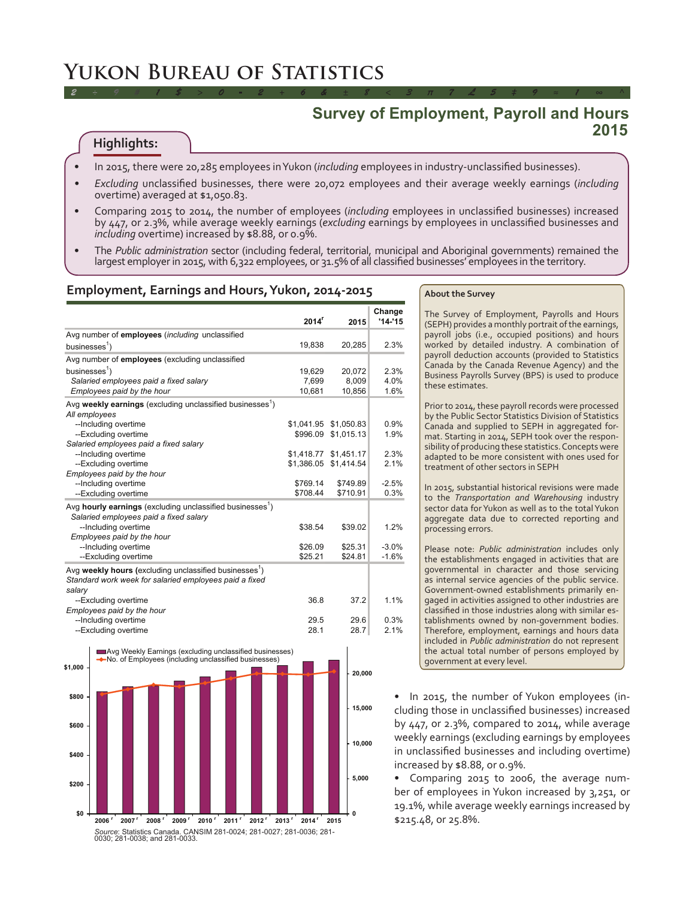# Yukon Bureau of Statistics

## Survey of Employment, Payroll and Hours 2015

### Highlights:

- In 2015, there were 20,285 employees in Yukon (*including* employees in industry-unclassified businesses).
- *Excluding* unclassified businesses, there were 20,072 employees and their average weekly earnings (*including* overtime) averaged at $1,050.83.
- Comparing 2015 to 2014, the number of employees (*including* employees in unclassified businesses) increased by 447, or 2.3%, while average weekly earnings (*excluding* earnings by employees in unclassified businesses and *including* overtime) increased by $8.88, or 0.9%.
- The *Public administration* sector (including federal, territorial, municipal and Aboriginal governments) remained the largest employer in 2015, with 6,322 employees, or 31.5% of all classified businesses' employees in the territory.

### Employment, Earnings and Hours, Yukon, 2014-2015

| | 2014[r] | 2015 | Change '14-'15 |
|---|---|---|---|
| Avg number of **employees** (*including* unclassified businesses[1]) | 19,838 | 20,285 | 2.3% |
| Avg number of **employees** (excluding unclassified businesses[1]) | 19,629 | 20,072 | 2.3% |
| *Salaried employees paid a fixed salary* | 7,699 | 8,009 | 4.0% |
| *Employees paid by the hour* | 10,681 | 10,856 | 1.6% |
| Avg **weekly earnings** (excluding unclassified businesses[1]) | | | |
| *All employees* | | | |
| --Including overtime | $1,041.95 | $1,050.83 | 0.9% |
| --Excluding overtime | $996.09 | $1,015.13 | 1.9% |
| *Salaried employees paid a fixed salary* | | | |
| --Including overtime | $1,418.77 | $1,451.17 | 2.3% |
| --Excluding overtime | $1,386.05 | $1,414.54 | 2.1% |
| *Employees paid by the hour* | | | |
| --Including overtime | $769.14 | $749.89 | -2.5% |
| --Excluding overtime | $708.44 | $710.91 | 0.3% |
| Avg **hourly earnings** (excluding unclassified businesses[1]) | | | |
| *Salaried employees paid a fixed salary* | | | |
| --Including overtime | $38.54 | $39.02 | 1.2% |
| *Employees paid by the hour* | | | |
| --Including overtime | $26.09 | $25.31 | -3.0% |
| --Excluding overtime | $25.21 | $24.81 | -1.6% |
| Avg **weekly hours** (excluding unclassified businesses[1]) | | | |
| *Standard work week for salaried employees paid a fixed salary* | | | |
| --Excluding overtime | 36.8 | 37.2 | 1.1% |
| *Employees paid by the hour* | | | |
| --Including overtime | 29.5 | 29.6 | 0.3% |
| --Excluding overtime | 28.1 | 28.7 | 2.1% |

*Source:* Statistics Canada. CANSIM 281-0024; 281-0027; 281-0036; 281-0030; 281-0038; and 281-0033.

#### About the Survey

The Survey of Employment, Payrolls and Hours (SEPH) provides a monthly portrait of the earnings, payroll jobs (i.e., occupied positions) and hours worked by detailed industry. A combination of payroll deduction accounts (provided to Statistics Canada by the Canada Revenue Agency) and the Business Payrolls Survey (BPS) is used to produce these estimates.

Prior to 2014, these payroll records were processed by the Public Sector Statistics Division of Statistics Canada and supplied to SEPH in aggregated format. Starting in 2014, SEPH took over the responsibility of producing these statistics. Concepts were adapted to be more consistent with ones used for treatment of other sectors in SEPH

In 2015, substantial historical revisions were made to the *Transportation and Warehousing* industry sector data for Yukon as well as to the total Yukon aggregate data due to corrected reporting and processing errors.

Please note: *Public administration* includes only the establishments engaged in activities that are governmental in character and those servicing as internal service agencies of the public service. Government-owned establishments primarily engaged in activities assigned to other industries are classified in those industries along with similar establishments owned by non-government bodies. Therefore, employment, earnings and hours data included in *Public administration* do not represent the actual total number of persons employed by government at every level.

- In 2015, the number of Yukon employees (including those in unclassified businesses) increased by 447, or 2.3%, compared to 2014, while average weekly earnings (excluding earnings by employees in unclassified businesses and including overtime) increased by $8.88, or 0.9%.
- Comparing 2015 to 2006, the average number of employees in Yukon increased by 3,251, or 19.1%, while average weekly earnings increased by $215.48, or 25.8%.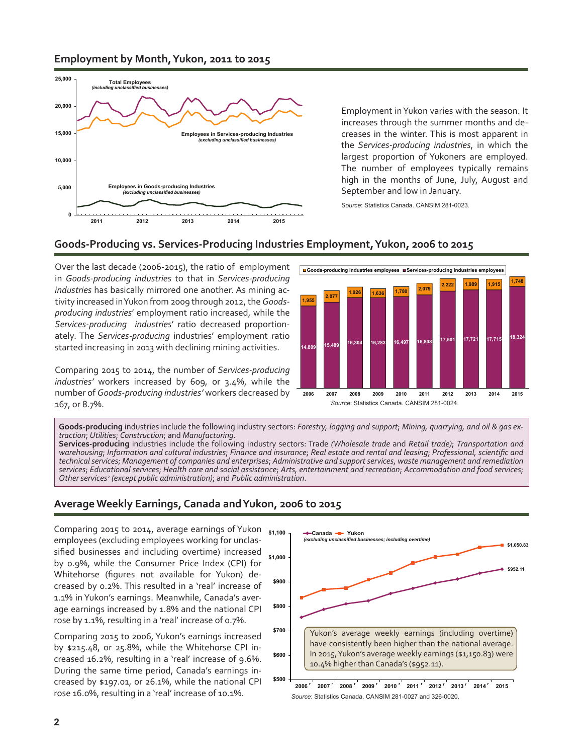## Employment by Month, Yukon, 2011 to 2015

Employment in Yukon varies with the season. It increases through the summer months and decreases in the winter. This is most apparent in the *Services-producing industries*, in which the largest proportion of Yukoners are employed. The number of employees typically remains high in the months of June, July, August and September and low in January.

*Source*: Statistics Canada. CANSIM 281-0023.

## Goods-Producing vs. Services-Producing Industries Employment, Yukon, 2006 to 2015

Over the last decade (2006-2015), the ratio of employment in *Goods-producing industries* to that in *Services-producing industries* has basically mirrored one another. As mining activity increased in Yukon from 2009 through 2012, the *Goods-producing industries*' employment ratio increased, while the *Services-producing industries*' ratio decreased proportionately. The *Services-producing* industries' employment ratio started increasing in 2013 with declining mining activities.

Comparing 2015 to 2014, the number of *Services-producing industries'* workers increased by 609, or 3.4%, while the number of *Goods-producing industries'* workers decreased by 167, or 8.7%.

| Year | Goods-producing industries employees | Services-producing industries employees |
|---|---|---|
| 2006 | 1,955 | 14,809 |
| 2007 | 2,077 | 15,489 |
| 2008 | 1,926 | 16,304 |
| 2009 | 1,636 | 16,283 |
| 2010 | 1,780 | 16,497 |
| 2011 | 2,079 | 16,808 |
| 2012 | 2,222 | 17,501 |
| 2013 | 1,989 | 17,721 |
| 2014 | 1,915 | 17,715 |
| 2015 | 1,748 | 18,324 |

*Source*: Statistics Canada. CANSIM 281-0024.

**Goods-producing** industries include the following industry sectors: *Forestry, logging and support*; *Mining, quarrying, and oil & gas extraction*; *Utilities*; *Construction*; and *Manufacturing*.
**Services-producing** industries include the following industry sectors: Trade *(Wholesale trade* and *Retail trade)*; *Transportation and warehousing*; *Information and cultural industries*; *Finance and insurance*; *Real estate and rental and leasing*; *Professional, scientific and technical services*; *Management of companies and enterprises*; *Administrative and support services, waste management and remediation services*; *Educational services*; *Health care and social assistance*; *Arts, entertainment and recreation*; *Accommodation and food services*; *Other services*[2] *(except public administration)*; and *Public administration*.

## Average Weekly Earnings, Canada and Yukon, 2006 to 2015

Comparing 2015 to 2014, average earnings of Yukon employees (excluding employees working for unclassified businesses and including overtime) increased by 0.9%, while the Consumer Price Index (CPI) for Whitehorse (figures not available for Yukon) decreased by 0.2%. This resulted in a 'real' increase of 1.1% in Yukon's earnings. Meanwhile, Canada's average earnings increased by 1.8% and the national CPI rose by 1.1%, resulting in a 'real' increase of 0.7%.

Comparing 2015 to 2006, Yukon's earnings increased by $215.48, or 25.8%, while the Whitehorse CPI increased 16.2%, resulting in a 'real' increase of 9.6%. During the same time period, Canada's earnings increased by $197.01, or 26.1%, while the national CPI rose 16.0%, resulting in a 'real' increase of 10.1%.

Yukon's average weekly earnings (including overtime) have consistently been higher than the national average. In 2015, Yukon's average weekly earnings ($1,150.83) were 10.4% higher than Canada's ($952.11).

*Source*: Statistics Canada. CANSIM 281-0027 and 326-0020.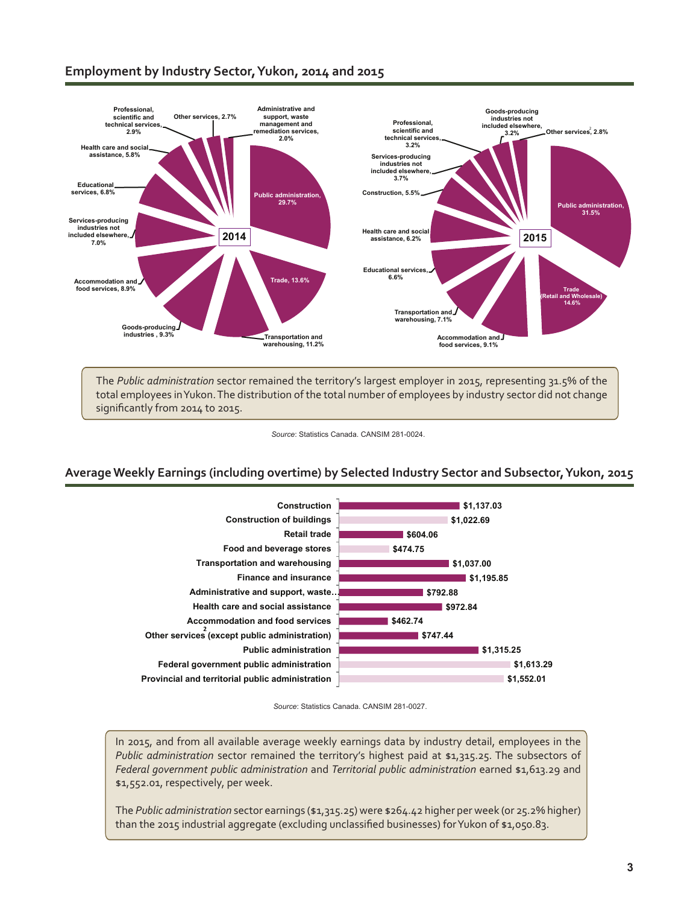## Employment by Industry Sector, Yukon, 2014 and 2015

**2014**

| Industry sector | Share |
|---|---|
| Public administration | 29.7% |
| Trade | 13.6% |
| Transportation and warehousing | 11.2% |
| Goods-producing industries | 9.3% |
| Accommodation and food services | 8.9% |
| Services-producing industries not included elsewhere | 7.0% |
| Educational services | 6.8% |
| Health care and social assistance | 5.8% |
| Professional, scientific and technical services | 2.9% |
| Other services | 2.7% |
| Administrative and support, waste management and remediation services | 2.0% |

**2015**

| Industry sector | Share |
|---|---|
| Public administration | 31.5% |
| Trade (Retail and Wholesale) | 14.6% |
| Accommodation and food services | 9.1% |
| Transportation and warehousing | 7.1% |
| Educational services | 6.6% |
| Health care and social assistance | 6.2% |
| Construction | 5.5% |
| Services-producing industries not included elsewhere | 3.7% |
| Professional, scientific and technical services | 3.2% |
| Goods-producing industries not included elsewhere | 3.2% |
| Other services[2] | 2.8% |

The *Public administration* sector remained the territory's largest employer in 2015, representing 31.5% of the total employees in Yukon. The distribution of the total number of employees by industry sector did not change significantly from 2014 to 2015.

*Source*: Statistics Canada. CANSIM 281-0024.

## Average Weekly Earnings (including overtime) by Selected Industry Sector and Subsector, Yukon, 2015

| Industry sector / subsector | Average weekly earnings |
|---|---|
| Construction | $1,137.03 |
| Construction of buildings | $1,022.69 |
| Retail trade | $604.06 |
| Food and beverage stores | $474.75 |
| Transportation and warehousing | $1,037.00 |
| Finance and insurance | $1,195.85 |
| Administrative and support, waste... | $792.88 |
| Health care and social assistance | $972.84 |
| Accommodation and food services | $462.74 |
| Other services[2] (except public administration) | $747.44 |
| Public administration | $1,315.25 |
| Federal government public administration | $1,613.29 |
| Provincial and territorial public administration | $1,552.01 |

*Source*: Statistics Canada. CANSIM 281-0027.

In 2015, and from all available average weekly earnings data by industry detail, employees in the *Public administration* sector remained the territory's highest paid at $1,315.25. The subsectors of *Federal government public administration* and *Territorial public administration* earned $1,613.29 and $1,552.01, respectively, per week.

The *Public administration* sector earnings ($1,315.25) were $264.42 higher per week (or 25.2% higher) than the 2015 industrial aggregate (excluding unclassified businesses) for Yukon of $1,050.83.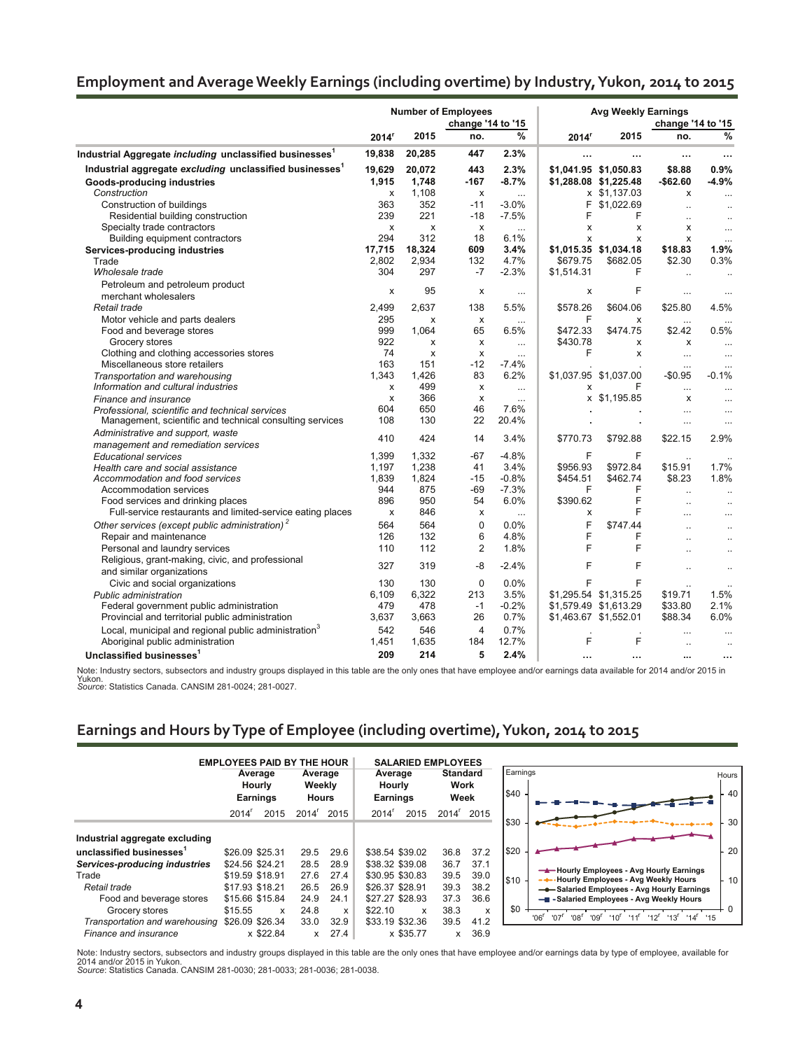## Employment and Average Weekly Earnings (including overtime) by Industry, Yukon, 2014 to 2015

| | Number of Employees | | | | Avg Weekly Earnings | | | |
|---|---|---|---|---|---|---|---|---|
| | | | change '14 to '15 | | | | change '14 to '15 | |
| | 2014r | 2015 | no. | % | 2014r | 2015 | no. | % |
| **Industrial Aggregate *including* unclassified businesses[1]** | **19,838** | **20,285** | **447** | **2.3%** | **...** | **...** | **...** | **...** |
| **Industrial aggregate *excluding* unclassified businesses[1]** | **19,629** | **20,072** | **443** | **2.3%** | **$1,041.95** | **$1,050.83** | **$8.88** | **0.9%** |
| **Goods-producing industries** | **1,915** | **1,748** | **-167** | **-8.7%** | **$1,288.08** | **$1,225.48** | **-$62.60** | **-4.9%** |
| *Construction* | x | 1,108 | x | ... | x | $1,137.03 | x | ... |
| Construction of buildings | 363 | 352 | -11 | -3.0% | F | $1,022.69 | .. | .. |
| Residential building construction | 239 | 221 | -18 | -7.5% | F | F | .. | .. |
| Specialty trade contractors | x | x | x | ... | x | x | x | ... |
| Building equipment contractors | 294 | 312 | 18 | 6.1% | x | x | x | ... |
| **Services-producing industries** | **17,715** | **18,324** | **609** | **3.4%** | **$1,015.35** | **$1,034.18** | **$18.83** | **1.9%** |
| Trade | 2,802 | 2,934 | 132 | 4.7% | $679.75 | $682.05 | $2.30 | 0.3% |
| *Wholesale trade* | 304 | 297 | -7 | -2.3% | $1,514.31 | F | .. | .. |
| Petroleum and petroleum product merchant wholesalers | x | 95 | x | ... | x | F | ... | ... |
| *Retail trade* | 2,499 | 2,637 | 138 | 5.5% | $578.26 | $604.06 | $25.80 | 4.5% |
| Motor vehicle and parts dealers | 295 | x | x | ... | F | x | ... | ... |
| Food and beverage stores | 999 | 1,064 | 65 | 6.5% | $472.33 | $474.75 | $2.42 | 0.5% |
| Grocery stores | 922 | x | x | ... | $430.78 | x | x | ... |
| Clothing and clothing accessories stores | 74 | x | x | ... | F | x | ... | ... |
| Miscellaneous store retailers | 163 | 151 | -12 | -7.4% | . | . | ... | ... |
| *Transportation and warehousing* | 1,343 | 1,426 | 83 | 6.2% | $1,037.95 | $1,037.00 | -$0.95 | -0.1% |
| *Information and cultural industries* | x | 499 | x | ... | x | F | ... | ... |
| *Finance and insurance* | x | 366 | x | ... | x | $1,195.85 | x | ... |
| *Professional, scientific and technical services* | 604 | 650 | 46 | 7.6% | . | . | ... | ... |
| Management, scientific and technical consulting services | 108 | 130 | 22 | 20.4% | . | . | ... | ... |
| *Administrative and support, waste management and remediation services* | 410 | 424 | 14 | 3.4% | $770.73 | $792.88 | $22.15 | 2.9% |
| *Educational services* | 1,399 | 1,332 | -67 | -4.8% | F | F | .. | .. |
| *Health care and social assistance* | 1,197 | 1,238 | 41 | 3.4% | $956.93 | $972.84 | $15.91 | 1.7% |
| *Accommodation and food services* | 1,839 | 1,824 | -15 | -0.8% | $454.51 | $462.74 | $8.23 | 1.8% |
| Accommodation services | 944 | 875 | -69 | -7.3% | F | F | .. | .. |
| Food services and drinking places | 896 | 950 | 54 | 6.0% | $390.62 | F | .. | .. |
| Full-service restaurants and limited-service eating places | x | 846 | x | ... | x | F | ... | ... |
| *Other services (except public administration)[2]* | 564 | 564 | 0 | 0.0% | F | $747.44 | .. | .. |
| Repair and maintenance | 126 | 132 | 6 | 4.8% | F | F | .. | .. |
| Personal and laundry services | 110 | 112 | 2 | 1.8% | F | F | .. | .. |
| Religious, grant-making, civic, and professional and similar organizations | 327 | 319 | -8 | -2.4% | F | F | .. | .. |
| Civic and social organizations | 130 | 130 | 0 | 0.0% | F | F | .. | .. |
| *Public administration* | 6,109 | 6,322 | 213 | 3.5% | $1,295.54 | $1,315.25 | $19.71 | 1.5% |
| Federal government public administration | 479 | 478 | -1 | -0.2% | $1,579.49 | $1,613.29 | $33.80 | 2.1% |
| Provincial and territorial public administration | 3,637 | 3,663 | 26 | 0.7% | $1,463.67 | $1,552.01 | $88.34 | 6.0% |
| Local, municipal and regional public administration[3] | 542 | 546 | 4 | 0.7% | . | . | ... | ... |
| Aboriginal public administration | 1,451 | 1,635 | 184 | 12.7% | F | F | .. | .. |
| **Unclassified businesses[1]** | **209** | **214** | **5** | **2.4%** | **...** | **...** | **...** | **...** |

Note: Industry sectors, subsectors and industry groups displayed in this table are the only ones that have employee and/or earnings data available for 2014 and/or 2015 in Yukon.
*Source*: Statistics Canada. CANSIM 281-0024; 281-0027.

## Earnings and Hours by Type of Employee (including overtime), Yukon, 2014 to 2015

| | EMPLOYEES PAID BY THE HOUR | | | | SALARIED EMPLOYEES | | | |
|---|---|---|---|---|---|---|---|---|
| | Average Hourly Earnings | | Average Weekly Hours | | Average Hourly Earnings | | Standard Work Week | |
| | 2014r | 2015 | 2014r | 2015 | 2014r | 2015 | 2014r | 2015 |
| **Industrial aggregate excluding unclassified businesses[1]** | $26.09 | $25.31 | 29.5 | 29.6 | $38.54 | $39.02 | 36.8 | 37.2 |
| ***Services-producing industries*** | $24.56 | $24.21 | 28.5 | 28.9 | $38.32 | $39.08 | 36.7 | 37.1 |
| Trade | $19.59 | $18.91 | 27.6 | 27.4 | $30.95 | $30.83 | 39.5 | 39.0 |
| *Retail trade* | $17.93 | $18.21 | 26.5 | 26.9 | $26.37 | $28.91 | 39.3 | 38.2 |
| Food and beverage stores | $15.66 | $15.84 | 24.9 | 24.1 | $27.27 | $28.93 | 37.3 | 36.6 |
| Grocery stores | $15.55 | x | 24.8 | x | $22.10 | x | 38.3 | x |
| *Transportation and warehousing* | $26.09 | $26.34 | 33.0 | 32.9 | $33.19 | $32.36 | 39.5 | 41.2 |
| *Finance and insurance* | x | $22.84 | x | 27.4 | x | $35.77 | x | 36.9 |

Note: Industry sectors, subsectors and industry groups displayed in this table are the only ones that have employee and/or earnings data by type of employee, available for 2014 and/or 2015 in Yukon.
*Source*: Statistics Canada. CANSIM 281-0030; 281-0033; 281-0036; 281-0038.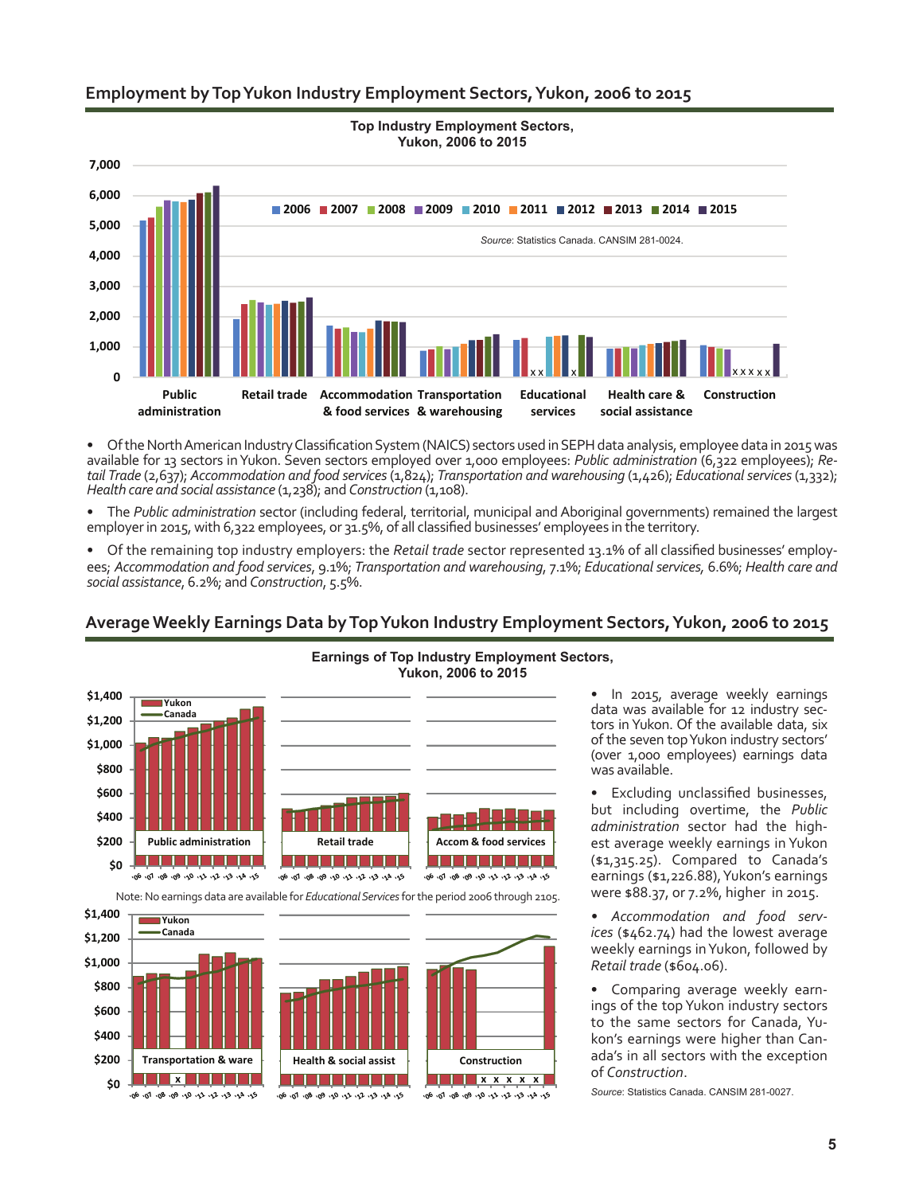## Employment by Top Yukon Industry Employment Sectors, Yukon, 2006 to 2015

- Of the North American Industry Classification System (NAICS) sectors used in SEPH data analysis, employee data in 2015 was available for 13 sectors in Yukon. Seven sectors employed over 1,000 employees: *Public administration* (6,322 employees); *Retail Trade* (2,637); *Accommodation and food services* (1,824); *Transportation and warehousing* (1,426); *Educational services* (1,332); *Health care and social assistance* (1,238); and *Construction* (1,108).

- The *Public administration* sector (including federal, territorial, municipal and Aboriginal governments) remained the largest employer in 2015, with 6,322 employees, or 31.5%, of all classified businesses' employees in the territory.

- Of the remaining top industry employers: the *Retail trade* sector represented 13.1% of all classified businesses' employees; *Accommodation and food services*, 9.1%; *Transportation and warehousing*, 7.1%; *Educational services,* 6.6%; *Health care and social assistance*, 6.2%; and *Construction*, 5.5%.

## Average Weekly Earnings Data by Top Yukon Industry Employment Sectors, Yukon, 2006 to 2015

Note: No earnings data are available for *Educational Services* for the period 2006 through 2105.

- In 2015, average weekly earnings data was available for 12 industry sectors in Yukon. Of the available data, six of the seven top Yukon industry sectors' (over 1,000 employees) earnings data was available.

- Excluding unclassified businesses, but including overtime, the *Public administration* sector had the highest average weekly earnings in Yukon ($1,315.25). Compared to Canada's earnings ($1,226.88), Yukon's earnings were $88.37, or 7.2%, higher in 2015.

- *Accommodation and food services* ($462.74) had the lowest average weekly earnings in Yukon, followed by *Retail trade* ($604.06).

- Comparing average weekly earnings of the top Yukon industry sectors to the same sectors for Canada, Yukon's earnings were higher than Canada's in all sectors with the exception of *Construction*.

*Source*: Statistics Canada. CANSIM 281-0027.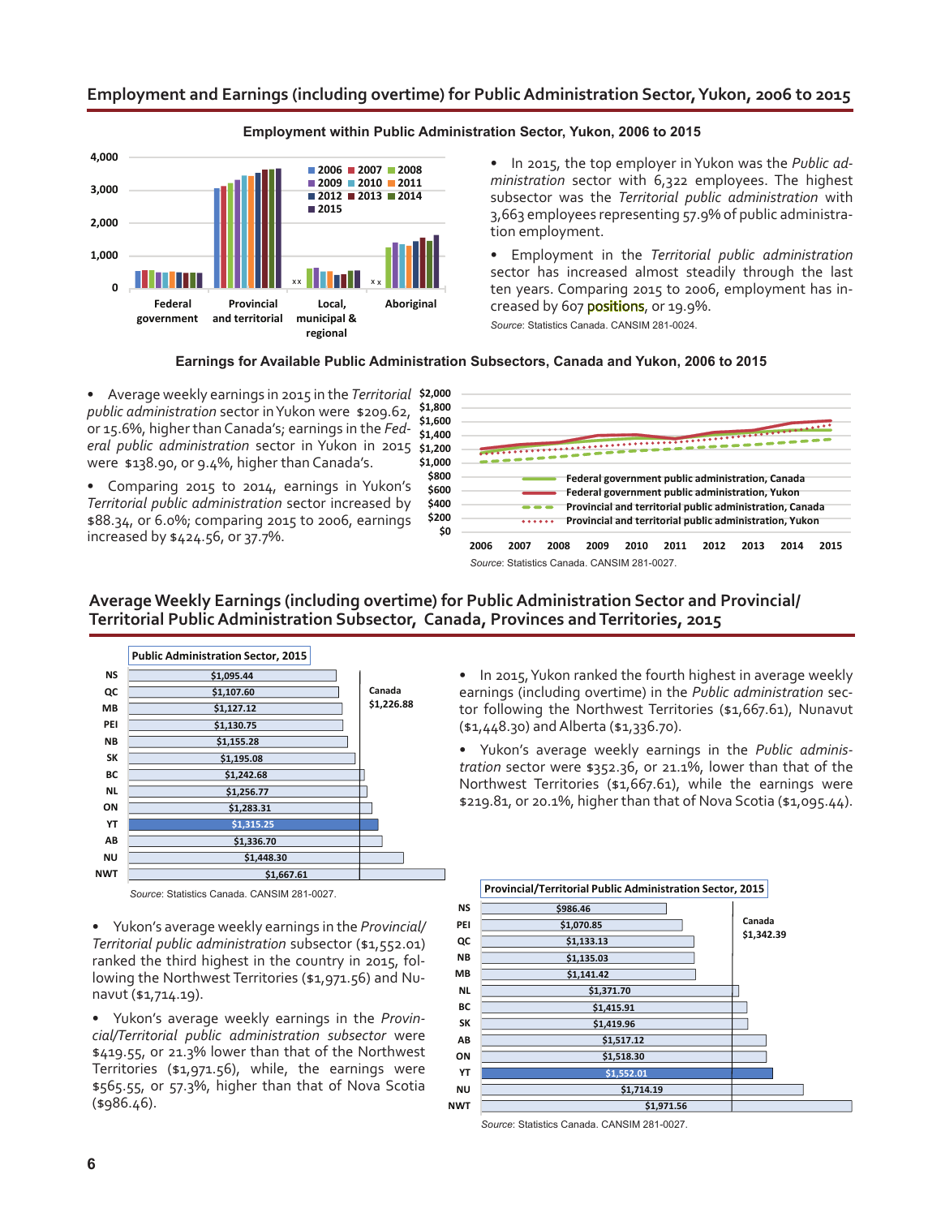## Employment and Earnings (including overtime) for Public Administration Sector, Yukon, 2006 to 2015

**Employment within Public Administration Sector, Yukon, 2006 to 2015**

- In 2015, the top employer in Yukon was the *Public administration* sector with 6,322 employees. The highest subsector was the *Territorial public administration* with 3,663 employees representing 57.9% of public administration employment.
- Employment in the *Territorial public administration* sector has increased almost steadily through the last ten years. Comparing 2015 to 2006, employment has increased by 607 positions, or 19.9%.

*Source*: Statistics Canada. CANSIM 281-0024.

**Earnings for Available Public Administration Subsectors, Canada and Yukon, 2006 to 2015**

- Average weekly earnings in 2015 in the *Territorial public administration* sector in Yukon were $209.62, or 15.6%, higher than Canada's; earnings in the *Federal public administration* sector in Yukon in 2015 were $138.90, or 9.4%, higher than Canada's.
- Comparing 2015 to 2014, earnings in Yukon's *Territorial public administration* sector increased by $88.34, or 6.0%; comparing 2015 to 2006, earnings increased by $424.56, or 37.7%.

*Source*: Statistics Canada. CANSIM 281-0027.

## Average Weekly Earnings (including overtime) for Public Administration Sector and Provincial/ Territorial Public Administration Subsector, Canada, Provinces and Territories, 2015

**Public Administration Sector, 2015**

| Province/Territory | Average weekly earnings |
|---|---|
| NS | $1,095.44 |
| QC | $1,107.60 |
| MB | $1,127.12 |
| PEI | $1,130.75 |
| NB | $1,155.28 |
| SK | $1,195.08 |
| BC | $1,242.68 |
| NL | $1,256.77 |
| ON | $1,283.31 |
| YT | $1,315.25 |
| AB | $1,336.70 |
| NU | $1,448.30 |
| NWT | $1,667.61 |
| Canada | $1,226.88 |

*Source*: Statistics Canada. CANSIM 281-0027.

- In 2015, Yukon ranked the fourth highest in average weekly earnings (including overtime) in the *Public administration* sector following the Northwest Territories ($1,667.61), Nunavut ($1,448.30) and Alberta ($1,336.70).
- Yukon's average weekly earnings in the *Public administration* sector were $352.36, or 21.1%, lower than that of the Northwest Territories ($1,667.61), while the earnings were $219.81, or 20.1%, higher than that of Nova Scotia ($1,095.44).
- Yukon's average weekly earnings in the *Provincial/Territorial public administration* subsector ($1,552.01) ranked the third highest in the country in 2015, following the Northwest Territories ($1,971.56) and Nunavut ($1,714.19).
- Yukon's average weekly earnings in the *Provincial/Territorial public administration subsector* were $419.55, or 21.3% lower than that of the Northwest Territories ($1,971.56), while, the earnings were $565.55, or 57.3%, higher than that of Nova Scotia ($986.46).

**Provincial/Territorial Public Administration Sector, 2015**

| Province/Territory | Average weekly earnings |
|---|---|
| NS | $986.46 |
| PEI | $1,070.85 |
| QC | $1,133.13 |
| NB | $1,135.03 |
| MB | $1,141.42 |
| NL | $1,371.70 |
| BC | $1,415.91 |
| SK | $1,419.96 |
| AB | $1,517.12 |
| ON | $1,518.30 |
| YT | $1,552.01 |
| NU | $1,714.19 |
| NWT | $1,971.56 |
| Canada | $1,342.39 |

*Source*: Statistics Canada. CANSIM 281-0027.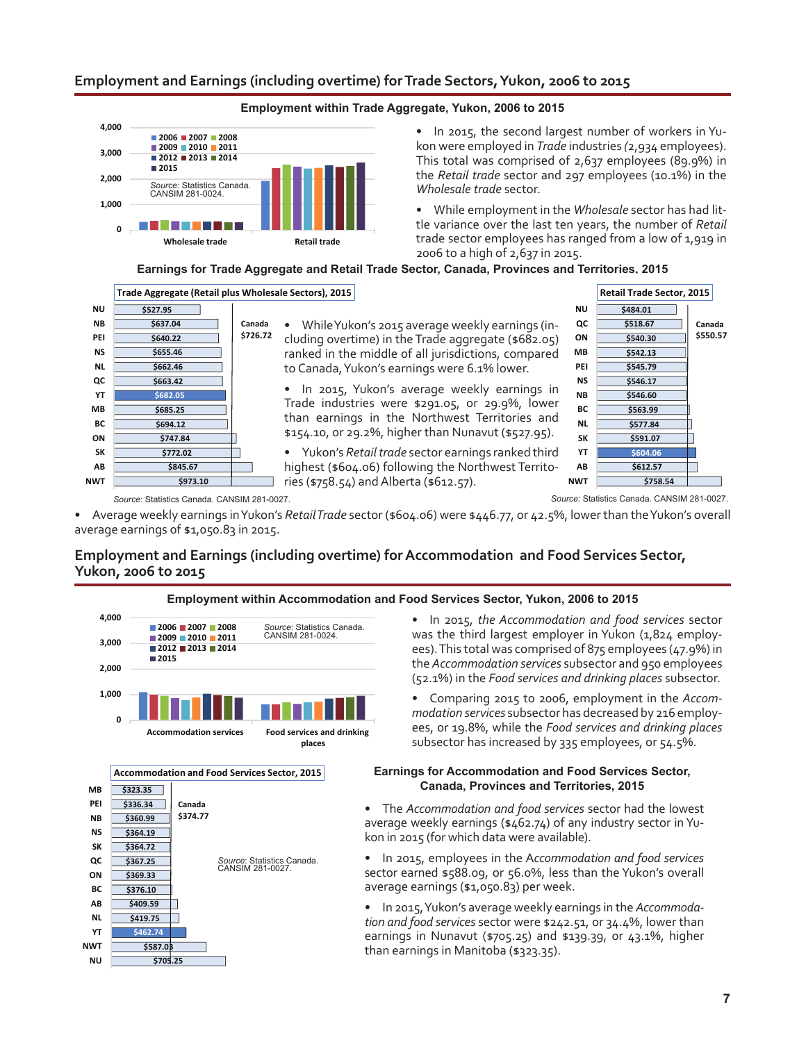## Employment and Earnings (including overtime) for Trade Sectors, Yukon, 2006 to 2015

**Employment within Trade Aggregate, Yukon, 2006 to 2015**

*Source:* Statistics Canada. CANSIM 281-0024.

- In 2015, the second largest number of workers in Yukon were employed in *Trade* industries (2,934 employees). This total was comprised of 2,637 employees (89.9%) in the *Retail trade* sector and 297 employees (10.1%) in the *Wholesale trade* sector.

- While employment in the *Wholesale* sector has had little variance over the last ten years, the number of *Retail* trade sector employees has ranged from a low of 1,919 in 2006 to a high of 2,637 in 2015.

**Earnings for Trade Aggregate and Retail Trade Sector, Canada, Provinces and Territories, 2015**

| Trade Aggregate (Retail plus Wholesale Sectors), 2015 | |
|---|---|
| NU | $527.95 |
| NB | $637.04 |
| PEI | $640.22 |
| NS | $655.46 |
| NL | $662.46 |
| QC | $663.42 |
| YT | $682.05 |
| MB | $685.25 |
| BC | $694.12 |
| ON | $747.84 |
| SK | $772.02 |
| AB | $845.67 |
| NWT | $973.10 |
| Canada | $726.72 |

*Source:* Statistics Canada. CANSIM 281-0027.

- While Yukon's 2015 average weekly earnings (including overtime) in the Trade aggregate ($682.05) ranked in the middle of all jurisdictions, compared to Canada, Yukon's earnings were 6.1% lower.

- In 2015, Yukon's average weekly earnings in Trade industries were $291.05, or 29.9%, lower than earnings in the Northwest Territories and $154.10, or 29.2%, higher than Nunavut ($527.95).

- Yukon's *Retail trade* sector earnings ranked third highest ($604.06) following the Northwest Territories ($758.54) and Alberta ($612.57).

| Retail Trade Sector, 2015 | |
|---|---|
| NU | $484.01 |
| QC | $518.67 |
| ON | $540.30 |
| MB | $542.13 |
| PEI | $545.79 |
| NS | $546.17 |
| NB | $546.60 |
| BC | $563.99 |
| NL | $577.84 |
| SK | $591.07 |
| YT | $604.06 |
| AB | $612.57 |
| NWT | $758.54 |
| Canada | $550.57 |

*Source:* Statistics Canada. CANSIM 281-0027.

- Average weekly earnings in Yukon's *Retail Trade* sector ($604.06) were $446.77, or 42.5%, lower than the Yukon's overall average earnings of $1,050.83 in 2015.

## Employment and Earnings (including overtime) for Accommodation and Food Services Sector, Yukon, 2006 to 2015

**Employment within Accommodation and Food Services Sector, Yukon, 2006 to 2015**

*Source:* Statistics Canada. CANSIM 281-0024.

- In 2015, *the Accommodation and food services* sector was the third largest employer in Yukon (1,824 employees). This total was comprised of 875 employees (47.9%) in the *Accommodation services* subsector and 950 employees (52.1%) in the *Food services and drinking places* subsector.

- Comparing 2015 to 2006, employment in the *Accommodation services* subsector has decreased by 216 employees, or 19.8%, while the *Food services and drinking places* subsector has increased by 335 employees, or 54.5%.

| Accommodation and Food Services Sector, 2015 | |
|---|---|
| MB | $323.35 |
| PEI | $336.34 |
| NB | $360.99 |
| NS | $364.19 |
| SK | $364.72 |
| QC | $367.25 |
| ON | $369.33 |
| BC | $376.10 |
| AB | $409.59 |
| NL | $419.75 |
| YT | $462.74 |
| NWT | $587.03 |
| NU | $705.25 |
| Canada | $374.77 |

*Source:* Statistics Canada. CANSIM 281-0027.

**Earnings for Accommodation and Food Services Sector, Canada, Provinces and Territories, 2015**

- The *Accommodation and food services* sector had the lowest average weekly earnings ($462.74) of any industry sector in Yukon in 2015 (for which data were available).

- In 2015, employees in the *Accommodation and food services* sector earned $588.09, or 56.0%, less than the Yukon's overall average earnings ($1,050.83) per week.

- In 2015, Yukon's average weekly earnings in the *Accommodation and food services* sector were $242.51, or 34.4%, lower than earnings in Nunavut ($705.25) and $139.39, or 43.1%, higher than earnings in Manitoba ($323.35).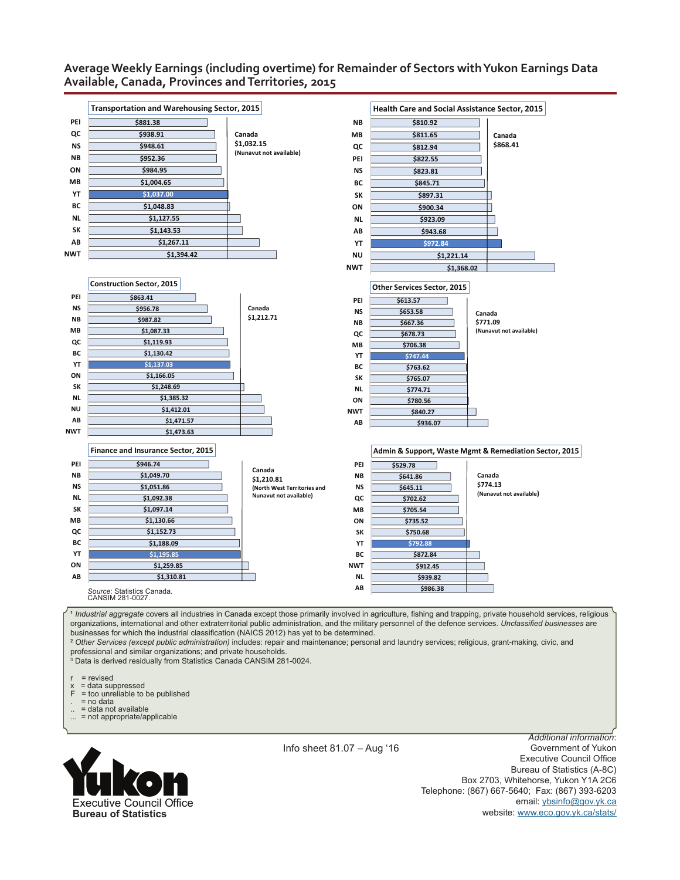## Average Weekly Earnings (including overtime) for Remainder of Sectors with Yukon Earnings Data Available, Canada, Provinces and Territories, 2015

Transportation and Warehousing Sector, 2015

PEI $881.38
QC $938.91
NS $948.61
NB $952.36
ON $984.95
MB $1,004.65
YT $1,037.00
BC $1,048.83
NL $1,127.55
SK $1,143.53
AB $1,267.11
NWT $1,394.42

Canada
$1,032.15
(Nunavut not available)

Health Care and Social Assistance Sector, 2015

NB $810.92
MB $811.65
QC $812.94
PEI $822.55
NS $823.81
BC $845.71
SK $897.31
ON $900.34
NL $923.09
AB $943.68
YT $972.84
NU $1,221.14
NWT $1,368.02

Canada
$868.41

Construction Sector, 2015

PEI $863.41
NS $956.78
NB $987.82
MB $1,087.33
QC $1,119.93
BC $1,130.42
YT $1,137.03
ON $1,166.05
SK $1,248.69
NL $1,385.32
NU $1,412.01
AB $1,471.57
NWT $1,473.63

Canada
$1,212.71

Other Services Sector, 2015

PEI $613.57
NS $653.58
NB $667.36
QC $678.73
MB $706.38
YT $747.44
BC $763.62
SK $765.07
NL $774.71
ON $780.56
NWT $840.27
AB $936.07

Canada
$771.09
(Nunavut not available)

Finance and Insurance Sector, 2015

PEI $946.74
NB $1,049.70
NS $1,051.86
NL $1,092.38
SK $1,097.14
MB $1,130.66
QC $1,152.73
BC $1,188.09
YT $1,195.85
ON $1,259.85
AB $1,310.81

Canada
$1,210.81
(North West Territories and Nunavut not available)

Admin & Support, Waste Mgmt & Remediation Sector, 2015

PEI $529.78
NB $641.86
NS $645.11
QC $702.62
MB $705.54
ON $735.52
SK $750.68
YT $792.88
BC $872.84
NWT $912.45
NL $939.82
AB $986.38

Canada
$774.13
(Nunavut not available)

*Source*: Statistics Canada. CANSIM 281-0027.

[1] *Industrial aggregate* covers all industries in Canada except those primarily involved in agriculture, fishing and trapping, private household services, religious organizations, international and other extraterritorial public administration, and the military personnel of the defence services. *Unclassified businesses* are businesses for which the industrial classification (NAICS 2012) has yet to be determined.
[2] *Other Services (except public administration)* includes: repair and maintenance; personal and laundry services; religious, grant-making, civic, and professional and similar organizations; and private households.
[3] Data is derived residually from Statistics Canada CANSIM 281-0024.

r = revised
x = data suppressed
F = too unreliable to be published
. = no data
.. = data not available
... = not appropriate/applicable

Info sheet 81.07 – Aug '16

Yukon
Executive Council Office
**Bureau of Statistics**

*Additional information*:
Government of Yukon
Executive Council Office
Bureau of Statistics (A-8C)
Box 2703, Whitehorse, Yukon Y1A 2C6
Telephone: (867) 667-5640; Fax: (867) 393-6203
email: ybsinfo@gov.yk.ca
website: www.eco.gov.yk.ca/stats/